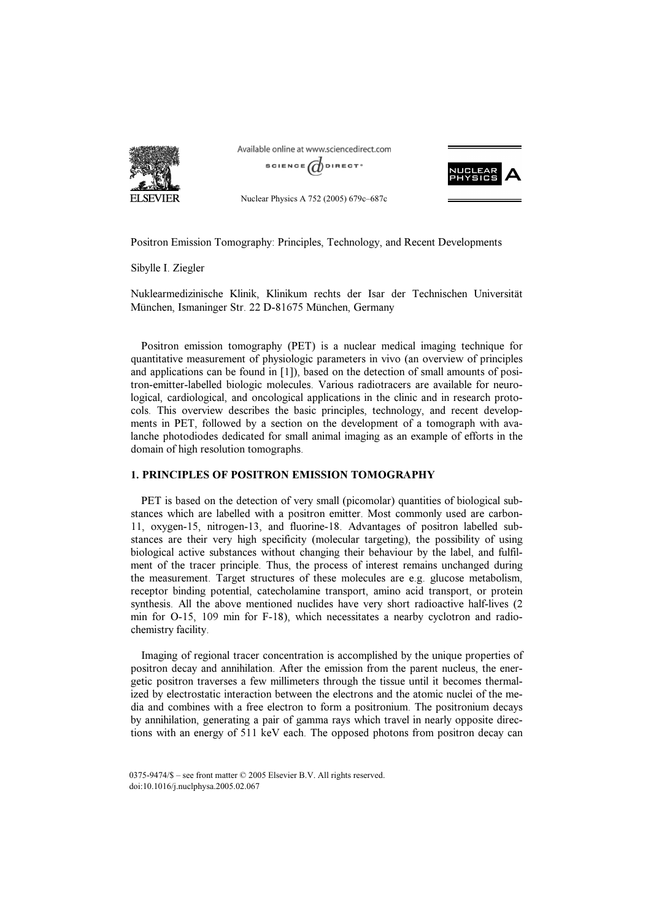# Positron Emission Tomography: Principles, Technology, and Recent Developments

Sibylle I. Ziegler

Nuklearmedizinische Klinik, Klinikum rechts der Isar der Technischen Universität München, Ismaninger Str. 22 D-81675 München, Germany

Positron emission tomography (PET) is a nuclear medical imaging technique for quantitative measurement of physiologic parameters in vivo (an overview of principles and applications can be found in [1]), based on the detection of small amounts of positron-emitter-labelled biologic molecules. Various radiotracers are available for neurological, cardiological, and oncological applications in the clinic and in research protocols. This overview describes the basic principles, technology, and recent developments in PET, followed by a section on the development of a tomograph with avalanche photodiodes dedicated for small animal imaging as an example of efforts in the domain of high resolution tomographs.

## 1. PRINCIPLES OF POSITRON EMISSION TOMOGRAPHY

PET is based on the detection of very small (picomolar) quantities of biological substances which are labelled with a positron emitter. Most commonly used are carbon-11, oxygen-15, nitrogen-13, and fluorine-18. Advantages of positron labelled substances are their very high specificity (molecular targeting), the possibility of using biological active substances without changing their behaviour by the label, and fulfilment of the tracer principle. Thus, the process of interest remains unchanged during the measurement. Target structures of these molecules are e.g. glucose metabolism, receptor binding potential, catecholamine transport, amino acid transport, or protein synthesis. All the above mentioned nuclides have very short radioactive half-lives (2 min for O-15, 109 min for F-18), which necessitates a nearby cyclotron and radiochemistry facility.

Imaging of regional tracer concentration is accomplished by the unique properties of positron decay and annihilation. After the emission from the parent nucleus, the energetic positron traverses a few millimeters through the tissue until it becomes thermalized by electrostatic interaction between the electrons and the atomic nuclei of the media and combines with a free electron to form a positronium. The positronium decays by annihilation, generating a pair of gamma rays which travel in nearly opposite directions with an energy of 511 keV each. The opposed photons from positron decay can

0375-9474/$ – see front matter © 2005 Elsevier B.V. All rights reserved.
doi:10.1016/j.nuclphysa.2005.02.067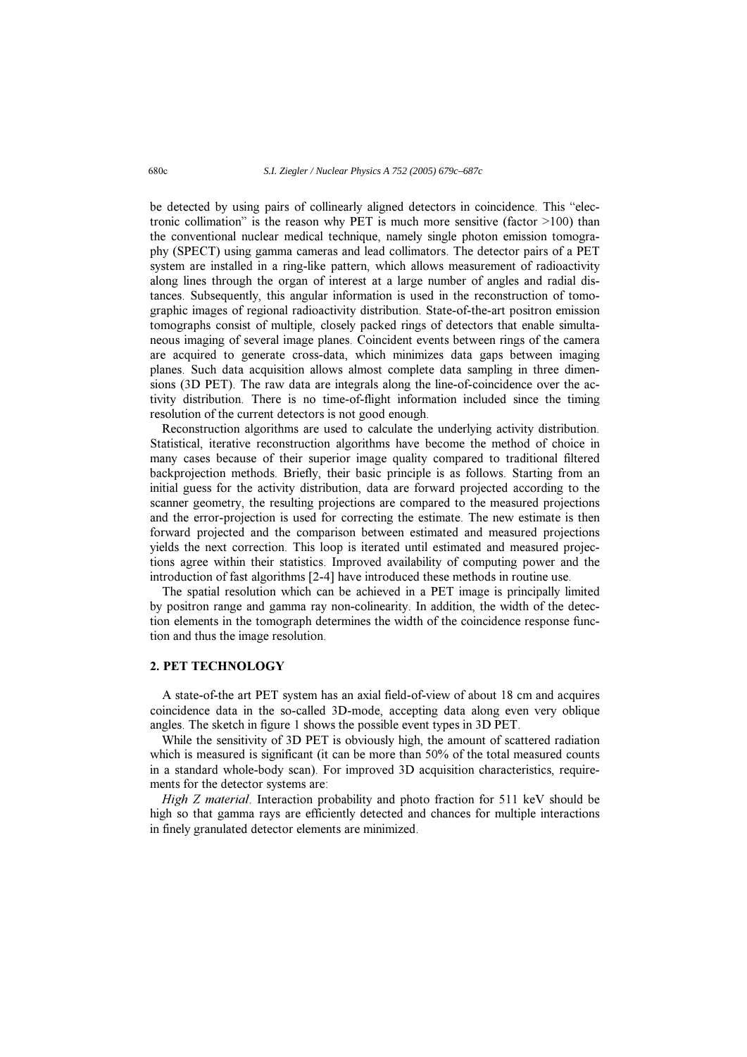be detected by using pairs of collinearly aligned detectors in coincidence. This "electronic collimation" is the reason why PET is much more sensitive (factor >100) than the conventional nuclear medical technique, namely single photon emission tomography (SPECT) using gamma cameras and lead collimators. The detector pairs of a PET system are installed in a ring-like pattern, which allows measurement of radioactivity along lines through the organ of interest at a large number of angles and radial distances. Subsequently, this angular information is used in the reconstruction of tomographic images of regional radioactivity distribution. State-of-the-art positron emission tomographs consist of multiple, closely packed rings of detectors that enable simultaneous imaging of several image planes. Coincident events between rings of the camera are acquired to generate cross-data, which minimizes data gaps between imaging planes. Such data acquisition allows almost complete data sampling in three dimensions (3D PET). The raw data are integrals along the line-of-coincidence over the activity distribution. There is no time-of-flight information included since the timing resolution of the current detectors is not good enough.

Reconstruction algorithms are used to calculate the underlying activity distribution. Statistical, iterative reconstruction algorithms have become the method of choice in many cases because of their superior image quality compared to traditional filtered backprojection methods. Briefly, their basic principle is as follows. Starting from an initial guess for the activity distribution, data are forward projected according to the scanner geometry, the resulting projections are compared to the measured projections and the error-projection is used for correcting the estimate. The new estimate is then forward projected and the comparison between estimated and measured projections yields the next correction. This loop is iterated until estimated and measured projections agree within their statistics. Improved availability of computing power and the introduction of fast algorithms [2-4] have introduced these methods in routine use.

The spatial resolution which can be achieved in a PET image is principally limited by positron range and gamma ray non-colinearity. In addition, the width of the detection elements in the tomograph determines the width of the coincidence response function and thus the image resolution.

## 2. PET TECHNOLOGY

A state-of-the art PET system has an axial field-of-view of about 18 cm and acquires coincidence data in the so-called 3D-mode, accepting data along even very oblique angles. The sketch in figure 1 shows the possible event types in 3D PET.

While the sensitivity of 3D PET is obviously high, the amount of scattered radiation which is measured is significant (it can be more than 50% of the total measured counts in a standard whole-body scan). For improved 3D acquisition characteristics, requirements for the detector systems are:

*High Z material*. Interaction probability and photo fraction for 511 keV should be high so that gamma rays are efficiently detected and chances for multiple interactions in finely granulated detector elements are minimized.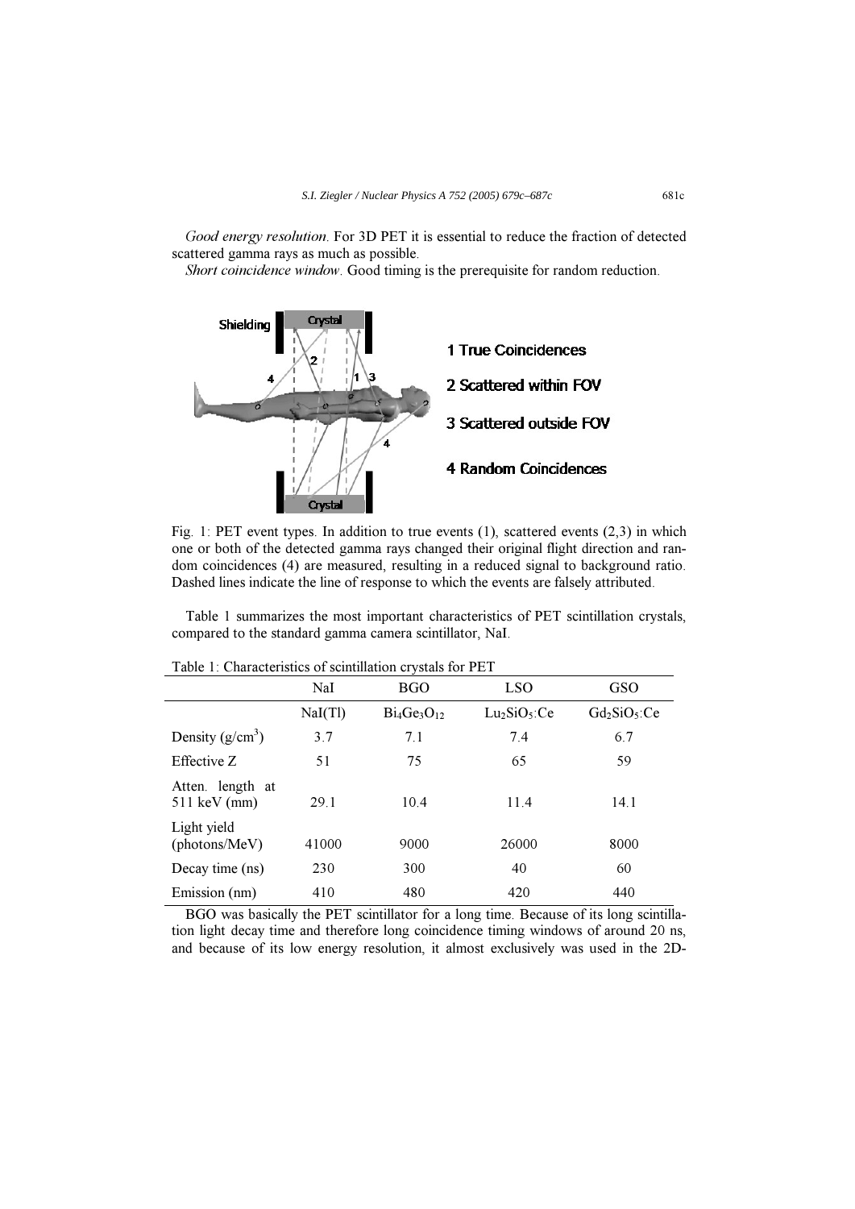*Good energy resolution*. For 3D PET it is essential to reduce the fraction of detected scattered gamma rays as much as possible.

*Short coincidence window*. Good timing is the prerequisite for random reduction.

Fig. 1: PET event types. In addition to true events (1), scattered events (2,3) in which one or both of the detected gamma rays changed their original flight direction and random coincidences (4) are measured, resulting in a reduced signal to background ratio. Dashed lines indicate the line of response to which the events are falsely attributed.

Table 1 summarizes the most important characteristics of PET scintillation crystals, compared to the standard gamma camera scintillator, NaI.

Table 1: Characteristics of scintillation crystals for PET

| | NaI | BGO | LSO | GSO |
|---|---|---|---|---|
| | NaI(Tl) | $Bi_4Ge_3O_{12}$ | $Lu_2SiO_5$:Ce | $Gd_2SiO_5$:Ce |
| Density ($g/cm^3$) | 3.7 | 7.1 | 7.4 | 6.7 |
| Effective Z | 51 | 75 | 65 | 59 |
| Atten. length at 511 keV (mm) | 29.1 | 10.4 | 11.4 | 14.1 |
| Light yield (photons/MeV) | 41000 | 9000 | 26000 | 8000 |
| Decay time (ns) | 230 | 300 | 40 | 60 |
| Emission (nm) | 410 | 480 | 420 | 440 |

BGO was basically the PET scintillator for a long time. Because of its long scintillation light decay time and therefore long coincidence timing windows of around 20 ns, and because of its low energy resolution, it almost exclusively was used in the 2D-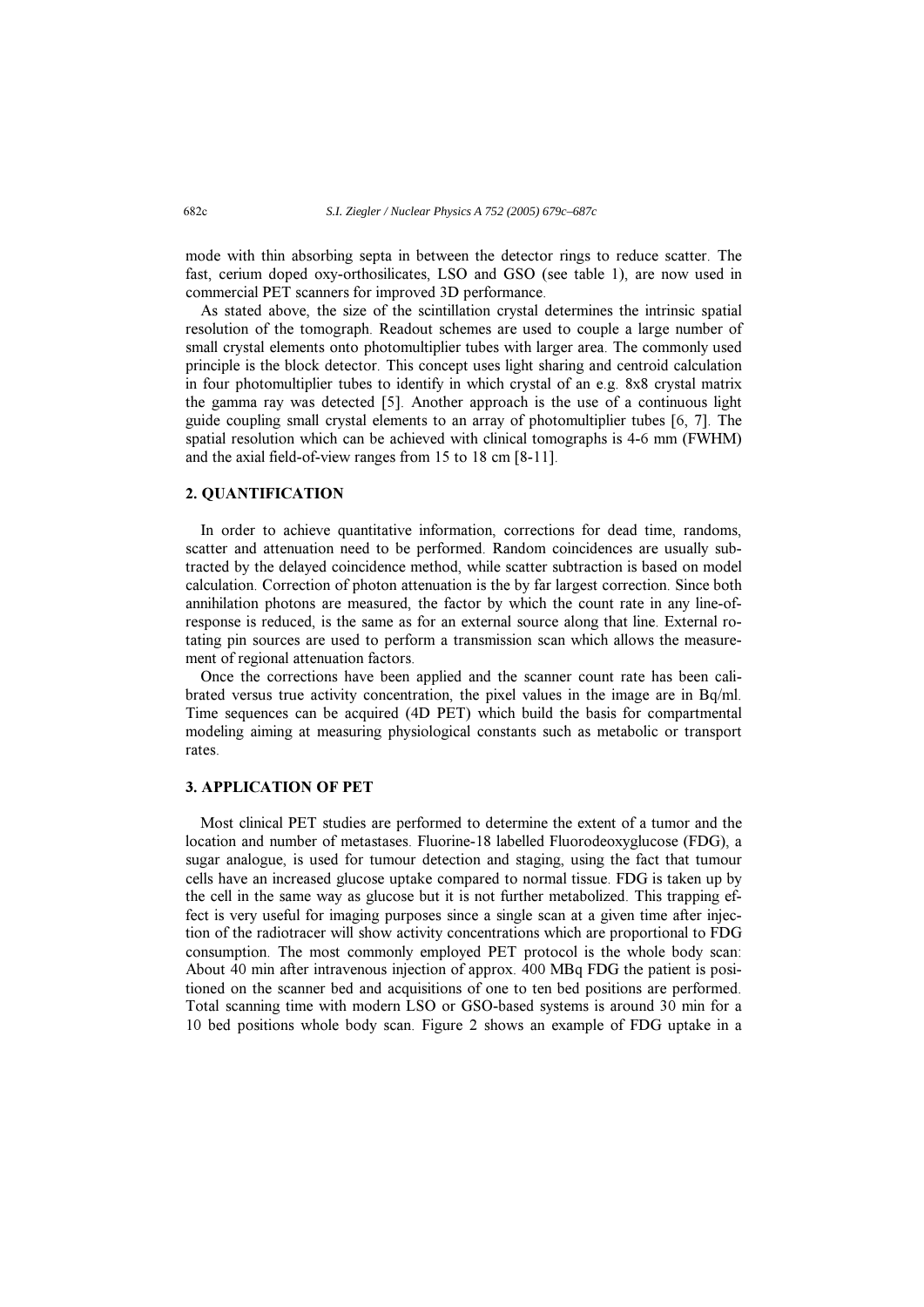mode with thin absorbing septa in between the detector rings to reduce scatter. The fast, cerium doped oxy-orthosilicates, LSO and GSO (see table 1), are now used in commercial PET scanners for improved 3D performance.

As stated above, the size of the scintillation crystal determines the intrinsic spatial resolution of the tomograph. Readout schemes are used to couple a large number of small crystal elements onto photomultiplier tubes with larger area. The commonly used principle is the block detector. This concept uses light sharing and centroid calculation in four photomultiplier tubes to identify in which crystal of an e.g. 8x8 crystal matrix the gamma ray was detected [5]. Another approach is the use of a continuous light guide coupling small crystal elements to an array of photomultiplier tubes [6, 7]. The spatial resolution which can be achieved with clinical tomographs is 4-6 mm (FWHM) and the axial field-of-view ranges from 15 to 18 cm [8-11].

## 2. QUANTIFICATION

In order to achieve quantitative information, corrections for dead time, randoms, scatter and attenuation need to be performed. Random coincidences are usually subtracted by the delayed coincidence method, while scatter subtraction is based on model calculation. Correction of photon attenuation is the by far largest correction. Since both annihilation photons are measured, the factor by which the count rate in any line-of-response is reduced, is the same as for an external source along that line. External rotating pin sources are used to perform a transmission scan which allows the measurement of regional attenuation factors.

Once the corrections have been applied and the scanner count rate has been calibrated versus true activity concentration, the pixel values in the image are in Bq/ml. Time sequences can be acquired (4D PET) which build the basis for compartmental modeling aiming at measuring physiological constants such as metabolic or transport rates.

## 3. APPLICATION OF PET

Most clinical PET studies are performed to determine the extent of a tumor and the location and number of metastases. Fluorine-18 labelled Fluorodeoxyglucose (FDG), a sugar analogue, is used for tumour detection and staging, using the fact that tumour cells have an increased glucose uptake compared to normal tissue. FDG is taken up by the cell in the same way as glucose but it is not further metabolized. This trapping effect is very useful for imaging purposes since a single scan at a given time after injection of the radiotracer will show activity concentrations which are proportional to FDG consumption. The most commonly employed PET protocol is the whole body scan: About 40 min after intravenous injection of approx. 400 MBq FDG the patient is positioned on the scanner bed and acquisitions of one to ten bed positions are performed. Total scanning time with modern LSO or GSO-based systems is around 30 min for a 10 bed positions whole body scan. Figure 2 shows an example of FDG uptake in a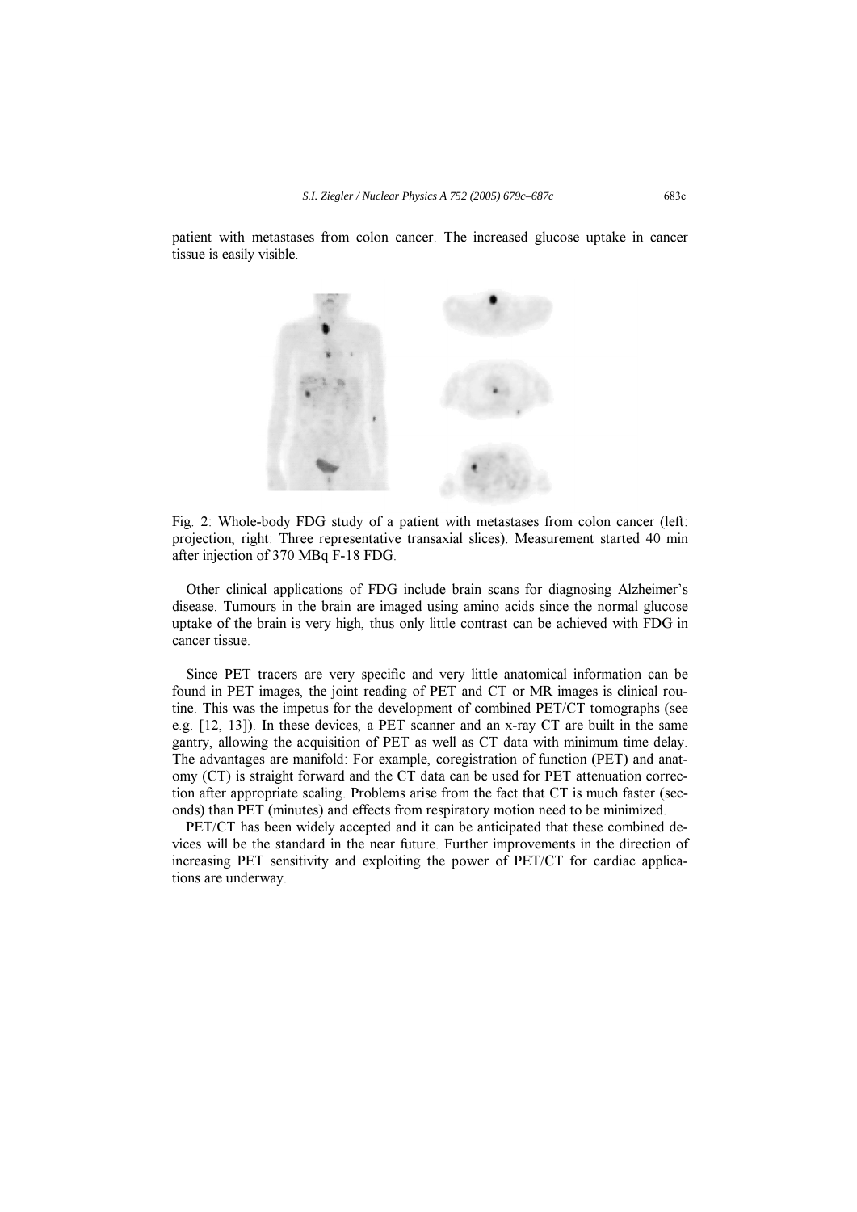patient with metastases from colon cancer. The increased glucose uptake in cancer tissue is easily visible.

Fig. 2: Whole-body FDG study of a patient with metastases from colon cancer (left: projection, right: Three representative transaxial slices). Measurement started 40 min after injection of 370 MBq F-18 FDG.

Other clinical applications of FDG include brain scans for diagnosing Alzheimer's disease. Tumours in the brain are imaged using amino acids since the normal glucose uptake of the brain is very high, thus only little contrast can be achieved with FDG in cancer tissue.

Since PET tracers are very specific and very little anatomical information can be found in PET images, the joint reading of PET and CT or MR images is clinical routine. This was the impetus for the development of combined PET/CT tomographs (see e.g. [12, 13]). In these devices, a PET scanner and an x-ray CT are built in the same gantry, allowing the acquisition of PET as well as CT data with minimum time delay. The advantages are manifold: For example, coregistration of function (PET) and anatomy (CT) is straight forward and the CT data can be used for PET attenuation correction after appropriate scaling. Problems arise from the fact that CT is much faster (seconds) than PET (minutes) and effects from respiratory motion need to be minimized.

PET/CT has been widely accepted and it can be anticipated that these combined devices will be the standard in the near future. Further improvements in the direction of increasing PET sensitivity and exploiting the power of PET/CT for cardiac applications are underway.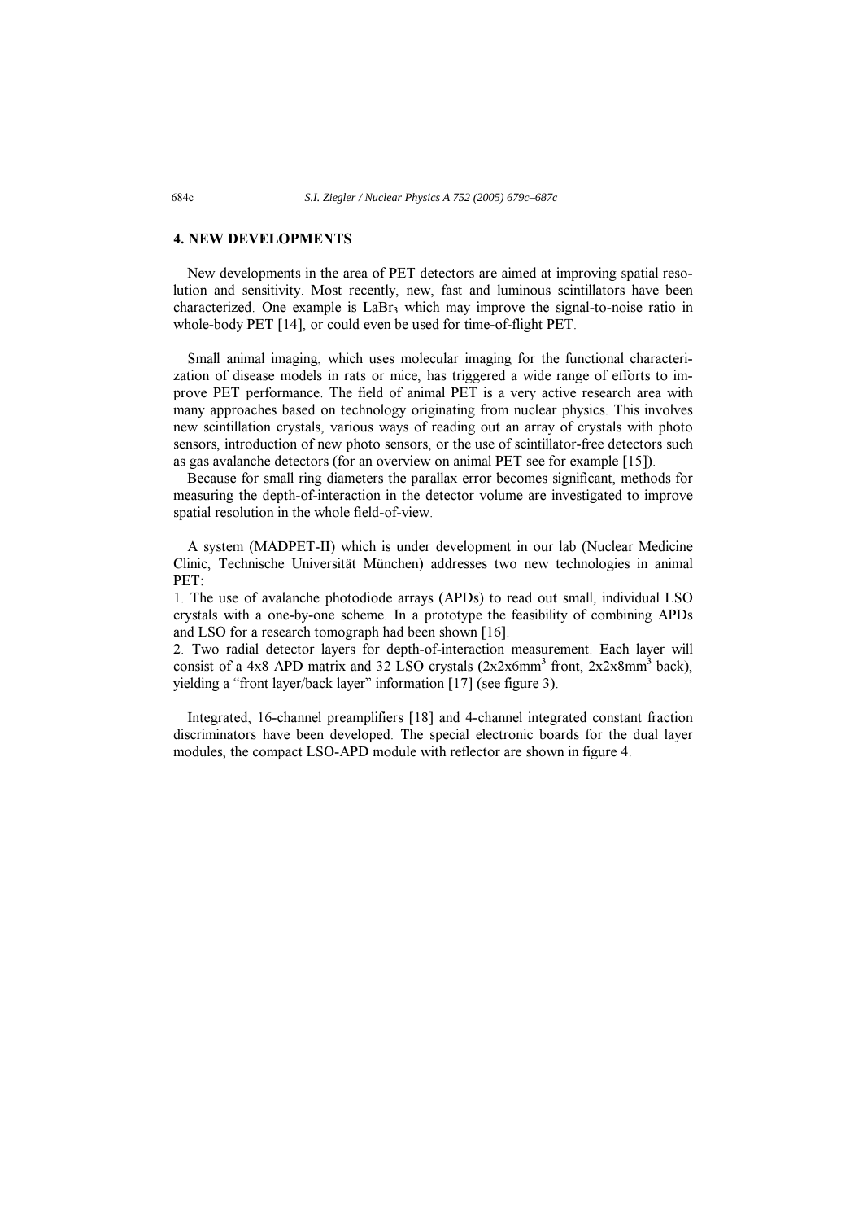## 4. NEW DEVELOPMENTS

New developments in the area of PET detectors are aimed at improving spatial resolution and sensitivity. Most recently, new, fast and luminous scintillators have been characterized. One example is $LaBr_3$ which may improve the signal-to-noise ratio in whole-body PET [14], or could even be used for time-of-flight PET.

Small animal imaging, which uses molecular imaging for the functional characterization of disease models in rats or mice, has triggered a wide range of efforts to improve PET performance. The field of animal PET is a very active research area with many approaches based on technology originating from nuclear physics. This involves new scintillation crystals, various ways of reading out an array of crystals with photo sensors, introduction of new photo sensors, or the use of scintillator-free detectors such as gas avalanche detectors (for an overview on animal PET see for example [15]).

Because for small ring diameters the parallax error becomes significant, methods for measuring the depth-of-interaction in the detector volume are investigated to improve spatial resolution in the whole field-of-view.

A system (MADPET-II) which is under development in our lab (Nuclear Medicine Clinic, Technische Universität München) addresses two new technologies in animal PET:

1. The use of avalanche photodiode arrays (APDs) to read out small, individual LSO crystals with a one-by-one scheme. In a prototype the feasibility of combining APDs and LSO for a research tomograph had been shown [16].
2. Two radial detector layers for depth-of-interaction measurement. Each layer will consist of a 4x8 APD matrix and 32 LSO crystals ($2x2x6mm^3$ front, $2x2x8mm^3$ back), yielding a "front layer/back layer" information [17] (see figure 3).

Integrated, 16-channel preamplifiers [18] and 4-channel integrated constant fraction discriminators have been developed. The special electronic boards for the dual layer modules, the compact LSO-APD module with reflector are shown in figure 4.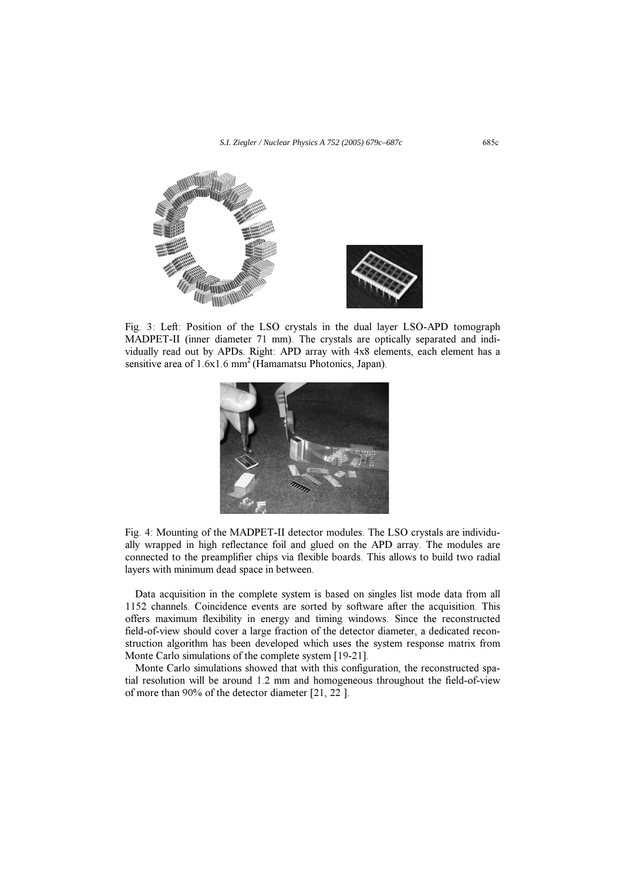Fig. 3: Left: Position of the LSO crystals in the dual layer LSO-APD tomograph MADPET-II (inner diameter 71 mm). The crystals are optically separated and individually read out by APDs. Right: APD array with 4x8 elements, each element has a sensitive area of 1.6x1.6 $mm^2$ (Hamamatsu Photonics, Japan).

Fig. 4: Mounting of the MADPET-II detector modules. The LSO crystals are individually wrapped in high reflectance foil and glued on the APD array. The modules are connected to the preamplifier chips via flexible boards. This allows to build two radial layers with minimum dead space in between.

Data acquisition in the complete system is based on singles list mode data from all 1152 channels. Coincidence events are sorted by software after the acquisition. This offers maximum flexibility in energy and timing windows. Since the reconstructed field-of-view should cover a large fraction of the detector diameter, a dedicated reconstruction algorithm has been developed which uses the system response matrix from Monte Carlo simulations of the complete system [19-21].

Monte Carlo simulations showed that with this configuration, the reconstructed spatial resolution will be around 1.2 mm and homogeneous throughout the field-of-view of more than 90% of the detector diameter [21, 22 ].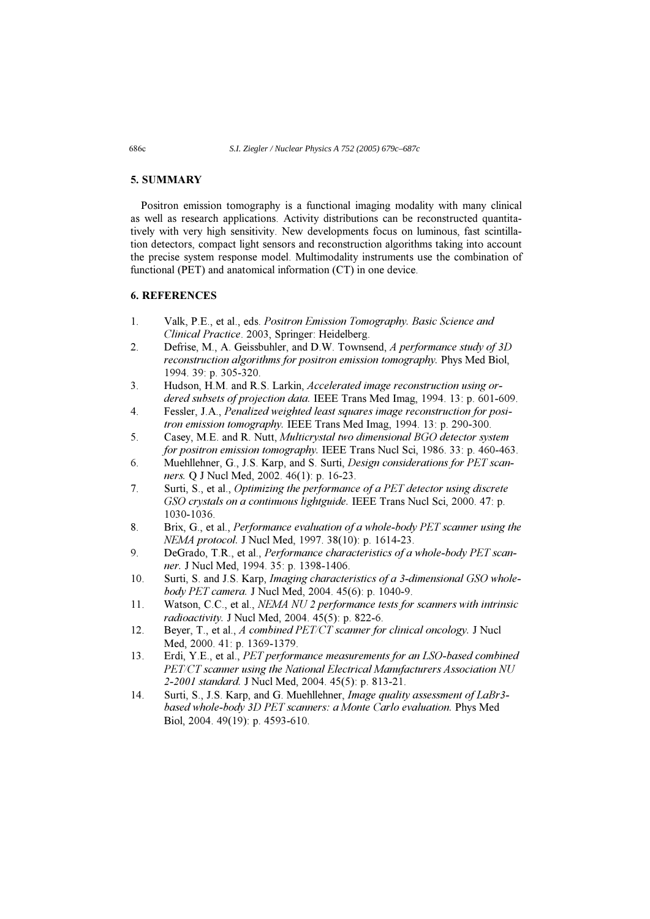## 5. SUMMARY

Positron emission tomography is a functional imaging modality with many clinical as well as research applications. Activity distributions can be reconstructed quantitatively with very high sensitivity. New developments focus on luminous, fast scintillation detectors, compact light sensors and reconstruction algorithms taking into account the precise system response model. Multimodality instruments use the combination of functional (PET) and anatomical information (CT) in one device.

## 6. REFERENCES

1. Valk, P.E., et al., eds. *Positron Emission Tomography. Basic Science and Clinical Practice*. 2003, Springer: Heidelberg.
2. Defrise, M., A. Geissbuhler, and D.W. Townsend, *A performance study of 3D reconstruction algorithms for positron emission tomography.* Phys Med Biol, 1994. 39: p. 305-320.
3. Hudson, H.M. and R.S. Larkin, *Accelerated image reconstruction using ordered subsets of projection data.* IEEE Trans Med Imag, 1994. 13: p. 601-609.
4. Fessler, J.A., *Penalized weighted least squares image reconstruction for positron emission tomography.* IEEE Trans Med Imag, 1994. 13: p. 290-300.
5. Casey, M.E. and R. Nutt, *Multicrystal two dimensional BGO detector system for positron emission tomography.* IEEE Trans Nucl Sci, 1986. 33: p. 460-463.
6. Muehllehner, G., J.S. Karp, and S. Surti, *Design considerations for PET scanners.* Q J Nucl Med, 2002. 46(1): p. 16-23.
7. Surti, S., et al., *Optimizing the performance of a PET detector using discrete GSO crystals on a continuous lightguide.* IEEE Trans Nucl Sci, 2000. 47: p. 1030-1036.
8. Brix, G., et al., *Performance evaluation of a whole-body PET scanner using the NEMA protocol.* J Nucl Med, 1997. 38(10): p. 1614-23.
9. DeGrado, T.R., et al., *Performance characteristics of a whole-body PET scanner.* J Nucl Med, 1994. 35: p. 1398-1406.
10. Surti, S. and J.S. Karp, *Imaging characteristics of a 3-dimensional GSO whole-body PET camera.* J Nucl Med, 2004. 45(6): p. 1040-9.
11. Watson, C.C., et al., *NEMA NU 2 performance tests for scanners with intrinsic radioactivity.* J Nucl Med, 2004. 45(5): p. 822-6.
12. Beyer, T., et al., *A combined PET/CT scanner for clinical oncology.* J Nucl Med, 2000. 41: p. 1369-1379.
13. Erdi, Y.E., et al., *PET performance measurements for an LSO-based combined PET/CT scanner using the National Electrical Manufacturers Association NU 2-2001 standard.* J Nucl Med, 2004. 45(5): p. 813-21.
14. Surti, S., J.S. Karp, and G. Muehllehner, *Image quality assessment of LaBr3-based whole-body 3D PET scanners: a Monte Carlo evaluation.* Phys Med Biol, 2004. 49(19): p. 4593-610.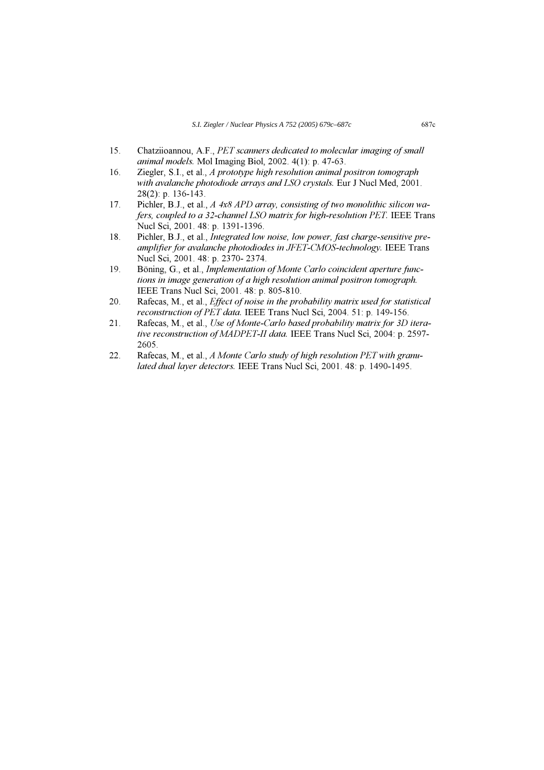15. Chatziioannou, A.F., *PET scanners dedicated to molecular imaging of small animal models.* Mol Imaging Biol, 2002. 4(1): p. 47-63.
16. Ziegler, S.I., et al., *A prototype high resolution animal positron tomograph with avalanche photodiode arrays and LSO crystals.* Eur J Nucl Med, 2001. 28(2): p. 136-143.
17. Pichler, B.J., et al., *A 4x8 APD array, consisting of two monolithic silicon wafers, coupled to a 32-channel LSO matrix for high-resolution PET.* IEEE Trans Nucl Sci, 2001. 48: p. 1391-1396.
18. Pichler, B.J., et al., *Integrated low noise, low power, fast charge-sensitive preamplifier for avalanche photodiodes in JFET-CMOS-technology.* IEEE Trans Nucl Sci, 2001. 48: p. 2370- 2374.
19. Böning, G., et al., *Implementation of Monte Carlo coincident aperture functions in image generation of a high resolution animal positron tomograph.* IEEE Trans Nucl Sci, 2001. 48: p. 805-810.
20. Rafecas, M., et al., *Effect of noise in the probability matrix used for statistical reconstruction of PET data.* IEEE Trans Nucl Sci, 2004. 51: p. 149-156.
21. Rafecas, M., et al., *Use of Monte-Carlo based probability matrix for 3D iterative reconstruction of MADPET-II data.* IEEE Trans Nucl Sci, 2004: p. 2597-2605.
22. Rafecas, M., et al., *A Monte Carlo study of high resolution PET with granulated dual layer detectors.* IEEE Trans Nucl Sci, 2001. 48: p. 1490-1495.